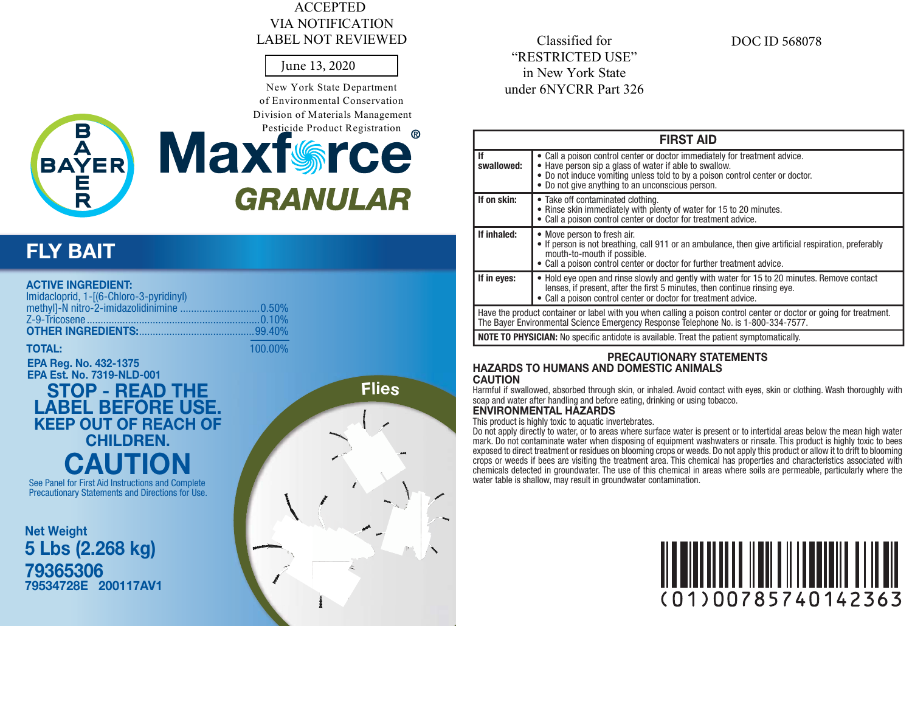ACCEPTED
VIA NOTIFICATION
LABEL NOT REVIEWED

June 13, 2020

New York State Department
of Environmental Conservation
Division of Materials Management
Pesticide Product Registration

Classified for
"RESTRICTED USE"
in New York State
under 6NYCRR Part 326

DOC ID 568078

# BAYER Maxforce® GRANULAR

## FLY BAIT

**ACTIVE INGREDIENT:**

| | |
|---|---|
| Imidacloprid, 1-[(6-Chloro-3-pyridinyl) methyl]-N nitro-2-imidazolidinimine | 0.50% |
| Z-9-Tricosene | 0.10% |
| **OTHER INGREDIENTS:** | 99.40% |
| **TOTAL:** | 100.00% |

**EPA Reg. No. 432-1375**
**EPA Est. No. 7319-NLD-001**

## STOP - READ THE LABEL BEFORE USE.
## KEEP OUT OF REACH OF CHILDREN.
# CAUTION

See Panel for First Aid Instructions and Complete Precautionary Statements and Directions for Use.

**Net Weight**
**5 Lbs (2.268 kg)**
**79365306**
**79534728E 200117AV1**

Flies

## FIRST AID

| | |
|---|---|
| **If swallowed:** | • Call a poison control center or doctor immediately for treatment advice.<br>• Have person sip a glass of water if able to swallow.<br>• Do not induce vomiting unless told to by a poison control center or doctor.<br>• Do not give anything to an unconscious person. |
| **If on skin:** | • Take off contaminated clothing.<br>• Rinse skin immediately with plenty of water for 15 to 20 minutes.<br>• Call a poison control center or doctor for treatment advice. |
| **If inhaled:** | • Move person to fresh air.<br>• If person is not breathing, call 911 or an ambulance, then give artificial respiration, preferably mouth-to-mouth if possible.<br>• Call a poison control center or doctor for further treatment advice. |
| **If in eyes:** | • Hold eye open and rinse slowly and gently with water for 15 to 20 minutes. Remove contact lenses, if present, after the first 5 minutes, then continue rinsing eye.<br>• Call a poison control center or doctor for treatment advice. |

Have the product container or label with you when calling a poison control center or doctor or going for treatment. The Bayer Environmental Science Emergency Response Telephone No. is 1-800-334-7577.

**NOTE TO PHYSICIAN:** No specific antidote is available. Treat the patient symptomatically.

## PRECAUTIONARY STATEMENTS

### HAZARDS TO HUMANS AND DOMESTIC ANIMALS

**CAUTION**

Harmful if swallowed, absorbed through skin, or inhaled. Avoid contact with eyes, skin or clothing. Wash thoroughly with soap and water after handling and before eating, drinking or using tobacco.

### ENVIRONMENTAL HAZARDS

This product is highly toxic to aquatic invertebrates.

Do not apply directly to water, or to areas where surface water is present or to intertidal areas below the mean high water mark. Do not contaminate water when disposing of equipment washwaters or rinsate. This product is highly toxic to bees exposed to direct treatment or residues on blooming crops or weeds. Do not apply this product or allow it to drift to blooming crops or weeds if bees are visiting the treatment area. This chemical has properties and characteristics associated with chemicals detected in groundwater. The use of this chemical in areas where soils are permeable, particularly where the water table is shallow, may result in groundwater contamination.

(01)00785740142363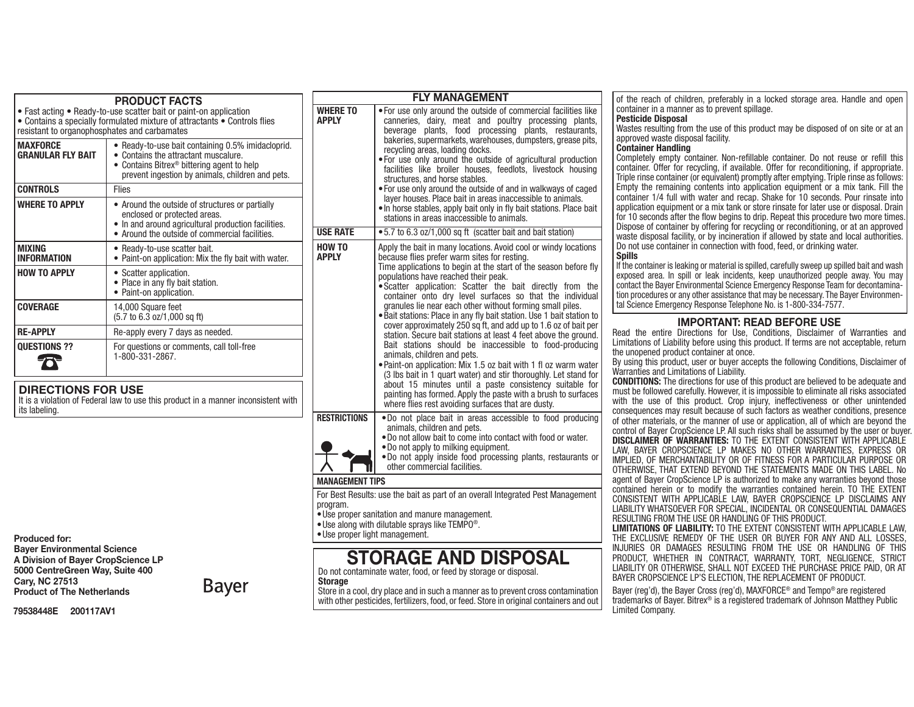## PRODUCT FACTS

• Fast acting • Ready-to-use scatter bait or paint-on application
• Contains a specially formulated mixture of attractants • Controls flies resistant to organophosphates and carbamates

| | |
|---|---|
| **MAXFORCE GRANULAR FLY BAIT** | • Ready-to-use bait containing 0.5% imidacloprid.<br>• Contains the attractant muscalure.<br>• Contains Bitrex® bittering agent to help prevent ingestion by animals, children and pets. |
| **CONTROLS** | Flies |
| **WHERE TO APPLY** | • Around the outside of structures or partially enclosed or protected areas.<br>• In and around agricultural production facilities.<br>• Around the outside of commercial facilities. |
| **MIXING INFORMATION** | • Ready-to-use scatter bait.<br>• Paint-on application: Mix the fly bait with water. |
| **HOW TO APPLY** | • Scatter application.<br>• Place in any fly bait station.<br>• Paint-on application. |
| **COVERAGE** | 14,000 Square feet<br>(5.7 to 6.3 oz/1,000 sq ft) |
| **RE-APPLY** | Re-apply every 7 days as needed. |
| **QUESTIONS ??** | For questions or comments, call toll-free 1-800-331-2867. |

## DIRECTIONS FOR USE

It is a violation of Federal law to use this product in a manner inconsistent with its labeling.

**Produced for:**
**Bayer Environmental Science**
**A Division of Bayer CropScience LP**
**5000 CentreGreen Way, Suite 400**
**Cary, NC 27513**
**Product of The Netherlands**

Bayer

**79538448E 200117AV1**

## FLY MANAGEMENT

| | |
|---|---|
| **WHERE TO APPLY** | • For use only around the outside of commercial facilities like canneries, dairy, meat and poultry processing plants, beverage plants, food processing plants, restaurants, bakeries, supermarkets, warehouses, dumpsters, grease pits, recycling areas, loading docks.<br>• For use only around the outside of agricultural production facilities like broiler houses, feedlots, livestock housing structures, and horse stables.<br>• For use only around the outside of and in walkways of caged layer houses. Place bait in areas inaccessible to animals.<br>• In horse stables, apply bait only in fly bait stations. Place bait stations in areas inaccessible to animals. |
| **USE RATE** | • 5.7 to 6.3 oz/1,000 sq ft (scatter bait and bait station) |
| **HOW TO APPLY** | Apply the bait in many locations. Avoid cool or windy locations because flies prefer warm sites for resting.<br>Time applications to begin at the start of the season before fly populations have reached their peak.<br>• Scatter application: Scatter the bait directly from the container onto dry level surfaces so that the individual granules lie near each other without forming small piles.<br>• Bait stations: Place in any fly bait station. Use 1 bait station to cover approximately 250 sq ft, and add up to 1.6 oz of bait per station. Secure bait stations at least 4 feet above the ground. Bait stations should be inaccessible to food-producing animals, children and pets.<br>• Paint-on application: Mix 1.5 oz bait with 1 fl oz warm water (3 lbs bait in 1 quart water) and stir thoroughly. Let stand for about 15 minutes until a paste consistency suitable for painting has formed. Apply the paste with a brush to surfaces where flies rest avoiding surfaces that are dusty. |
| **RESTRICTIONS** | • Do not place bait in areas accessible to food producing animals, children and pets.<br>• Do not allow bait to come into contact with food or water.<br>• Do not apply to milking equipment.<br>• Do not apply inside food processing plants, restaurants or other commercial facilities. |

**MANAGEMENT TIPS**

For Best Results: use the bait as part of an overall Integrated Pest Management program.

- Use proper sanitation and manure management.
- Use along with dilutable sprays like TEMPO®.
- Use proper light management.

## STORAGE AND DISPOSAL

Do not contaminate water, food, or feed by storage or disposal.

**Storage**

Store in a cool, dry place and in such a manner as to prevent cross contamination with other pesticides, fertilizers, food, or feed. Store in original containers and out of the reach of children, preferably in a locked storage area. Handle and open container in a manner as to prevent spillage.

**Pesticide Disposal**

Wastes resulting from the use of this product may be disposed of on site or at an approved waste disposal facility.

**Container Handling**

Completely empty container. Non-refillable container. Do not reuse or refill this container. Offer for recycling, if available. Offer for reconditioning, if appropriate. Triple rinse container (or equivalent) promptly after emptying. Triple rinse as follows: Empty the remaining contents into application equipment or a mix tank. Fill the container 1/4 full with water and recap. Shake for 10 seconds. Pour rinsate into application equipment or a mix tank or store rinsate for later use or disposal. Drain for 10 seconds after the flow begins to drip. Repeat this procedure two more times. Dispose of container by offering for recycling or reconditioning, or at an approved waste disposal facility, or by incineration if allowed by state and local authorities. Do not use container in connection with food, feed, or drinking water.

**Spills**

If the container is leaking or material is spilled, carefully sweep up spilled bait and wash exposed area. In spill or leak incidents, keep unauthorized people away. You may contact the Bayer Environmental Science Emergency Response Team for decontamination procedures or any other assistance that may be necessary. The Bayer Environmental Science Emergency Response Telephone No. is 1-800-334-7577.

## IMPORTANT: READ BEFORE USE

Read the entire Directions for Use, Conditions, Disclaimer of Warranties and Limitations of Liability before using this product. If terms are not acceptable, return the unopened product container at once.

By using this product, user or buyer accepts the following Conditions, Disclaimer of Warranties and Limitations of Liability.

**CONDITIONS:** The directions for use of this product are believed to be adequate and must be followed carefully. However, it is impossible to eliminate all risks associated with the use of this product. Crop injury, ineffectiveness or other unintended consequences may result because of such factors as weather conditions, presence of other materials, or the manner of use or application, all of which are beyond the control of Bayer CropScience LP. All such risks shall be assumed by the user or buyer.

**DISCLAIMER OF WARRANTIES:** TO THE EXTENT CONSISTENT WITH APPLICABLE LAW, BAYER CROPSCIENCE LP MAKES NO OTHER WARRANTIES, EXPRESS OR IMPLIED, OF MERCHANTABILITY OR OF FITNESS FOR A PARTICULAR PURPOSE OR OTHERWISE, THAT EXTEND BEYOND THE STATEMENTS MADE ON THIS LABEL. No agent of Bayer CropScience LP is authorized to make any warranties beyond those contained herein or to modify the warranties contained herein. TO THE EXTENT CONSISTENT WITH APPLICABLE LAW, BAYER CROPSCIENCE LP DISCLAIMS ANY LIABILITY WHATSOEVER FOR SPECIAL, INCIDENTAL OR CONSEQUENTIAL DAMAGES RESULTING FROM THE USE OR HANDLING OF THIS PRODUCT.

**LIMITATIONS OF LIABILITY:** TO THE EXTENT CONSISTENT WITH APPLICABLE LAW, THE EXCLUSIVE REMEDY OF THE USER OR BUYER FOR ANY AND ALL LOSSES, INJURIES OR DAMAGES RESULTING FROM THE USE OR HANDLING OF THIS PRODUCT, WHETHER IN CONTRACT, WARRANTY, TORT, NEGLIGENCE, STRICT LIABILITY OR OTHERWISE, SHALL NOT EXCEED THE PURCHASE PRICE PAID, OR AT BAYER CROPSCIENCE LP'S ELECTION, THE REPLACEMENT OF PRODUCT.

Bayer (reg'd), the Bayer Cross (reg'd), MAXFORCE® and Tempo® are registered trademarks of Bayer. Bitrex® is a registered trademark of Johnson Matthey Public Limited Company.